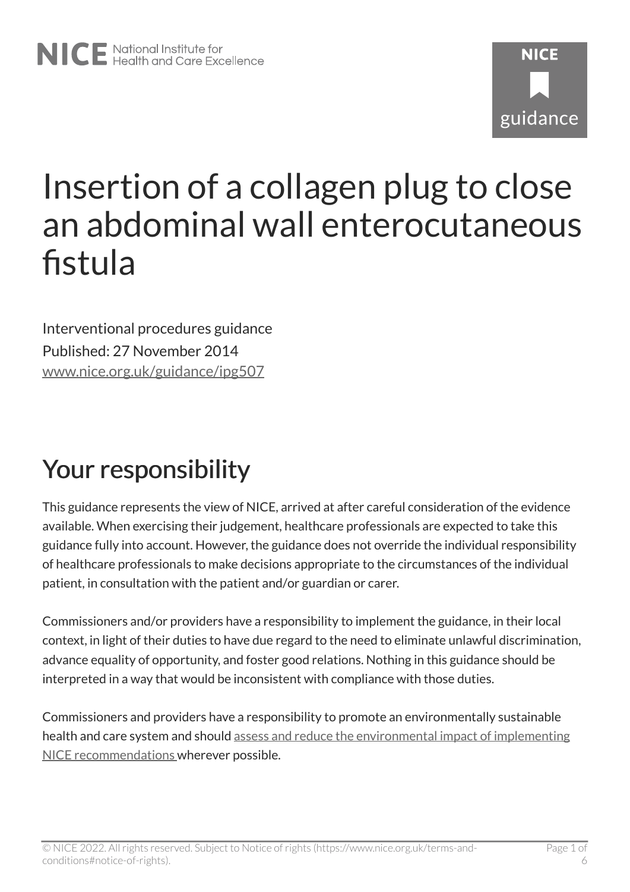NICE National Institute for Health and Care Excellence

# Insertion of a collagen plug to close an abdominal wall enterocutaneous fistula

Interventional procedures guidance

Published: 27 November 2014

www.nice.org.uk/guidance/ipg507

## Your responsibility

This guidance represents the view of NICE, arrived at after careful consideration of the evidence available. When exercising their judgement, healthcare professionals are expected to take this guidance fully into account. However, the guidance does not override the individual responsibility of healthcare professionals to make decisions appropriate to the circumstances of the individual patient, in consultation with the patient and/or guardian or carer.

Commissioners and/or providers have a responsibility to implement the guidance, in their local context, in light of their duties to have due regard to the need to eliminate unlawful discrimination, advance equality of opportunity, and foster good relations. Nothing in this guidance should be interpreted in a way that would be inconsistent with compliance with those duties.

Commissioners and providers have a responsibility to promote an environmentally sustainable health and care system and should assess and reduce the environmental impact of implementing NICE recommendations wherever possible.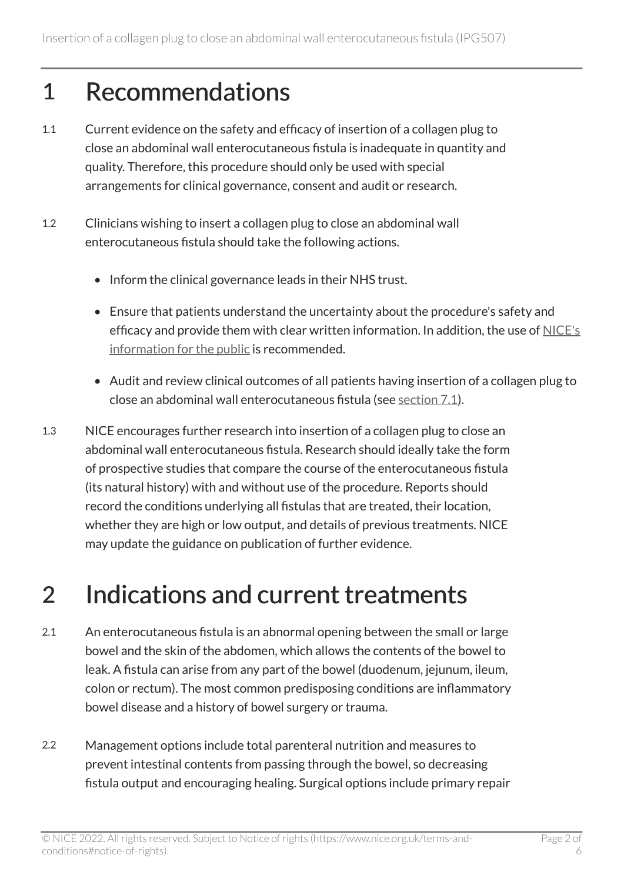# 1 Recommendations

1.1 Current evidence on the safety and efficacy of insertion of a collagen plug to close an abdominal wall enterocutaneous fistula is inadequate in quantity and quality. Therefore, this procedure should only be used with special arrangements for clinical governance, consent and audit or research.

1.2 Clinicians wishing to insert a collagen plug to close an abdominal wall enterocutaneous fistula should take the following actions.

- Inform the clinical governance leads in their NHS trust.
- Ensure that patients understand the uncertainty about the procedure's safety and efficacy and provide them with clear written information. In addition, the use of NICE's information for the public is recommended.
- Audit and review clinical outcomes of all patients having insertion of a collagen plug to close an abdominal wall enterocutaneous fistula (see section 7.1).

1.3 NICE encourages further research into insertion of a collagen plug to close an abdominal wall enterocutaneous fistula. Research should ideally take the form of prospective studies that compare the course of the enterocutaneous fistula (its natural history) with and without use of the procedure. Reports should record the conditions underlying all fistulas that are treated, their location, whether they are high or low output, and details of previous treatments. NICE may update the guidance on publication of further evidence.

# 2 Indications and current treatments

2.1 An enterocutaneous fistula is an abnormal opening between the small or large bowel and the skin of the abdomen, which allows the contents of the bowel to leak. A fistula can arise from any part of the bowel (duodenum, jejunum, ileum, colon or rectum). The most common predisposing conditions are inflammatory bowel disease and a history of bowel surgery or trauma.

2.2 Management options include total parenteral nutrition and measures to prevent intestinal contents from passing through the bowel, so decreasing fistula output and encouraging healing. Surgical options include primary repair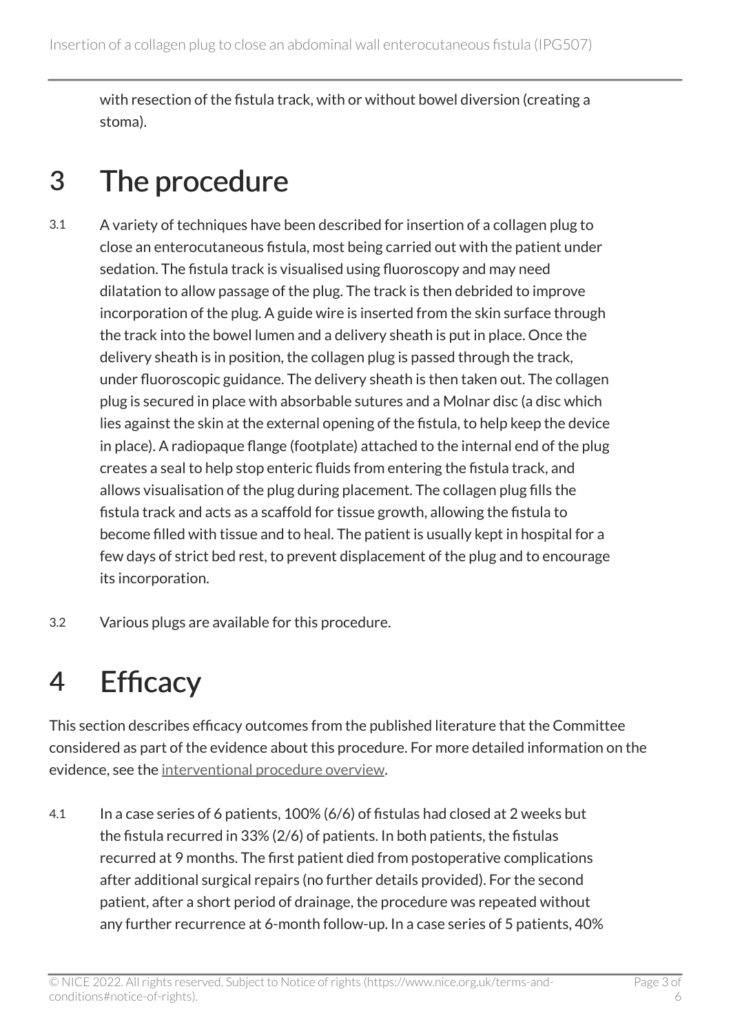with resection of the fistula track, with or without bowel diversion (creating a stoma).

# 3 The procedure

3.1 A variety of techniques have been described for insertion of a collagen plug to close an enterocutaneous fistula, most being carried out with the patient under sedation. The fistula track is visualised using fluoroscopy and may need dilatation to allow passage of the plug. The track is then debrided to improve incorporation of the plug. A guide wire is inserted from the skin surface through the track into the bowel lumen and a delivery sheath is put in place. Once the delivery sheath is in position, the collagen plug is passed through the track, under fluoroscopic guidance. The delivery sheath is then taken out. The collagen plug is secured in place with absorbable sutures and a Molnar disc (a disc which lies against the skin at the external opening of the fistula, to help keep the device in place). A radiopaque flange (footplate) attached to the internal end of the plug creates a seal to help stop enteric fluids from entering the fistula track, and allows visualisation of the plug during placement. The collagen plug fills the fistula track and acts as a scaffold for tissue growth, allowing the fistula to become filled with tissue and to heal. The patient is usually kept in hospital for a few days of strict bed rest, to prevent displacement of the plug and to encourage its incorporation.

3.2 Various plugs are available for this procedure.

# 4 Efficacy

This section describes efficacy outcomes from the published literature that the Committee considered as part of the evidence about this procedure. For more detailed information on the evidence, see the interventional procedure overview.

4.1 In a case series of 6 patients, 100% (6/6) of fistulas had closed at 2 weeks but the fistula recurred in 33% (2/6) of patients. In both patients, the fistulas recurred at 9 months. The first patient died from postoperative complications after additional surgical repairs (no further details provided). For the second patient, after a short period of drainage, the procedure was repeated without any further recurrence at 6-month follow-up. In a case series of 5 patients, 40%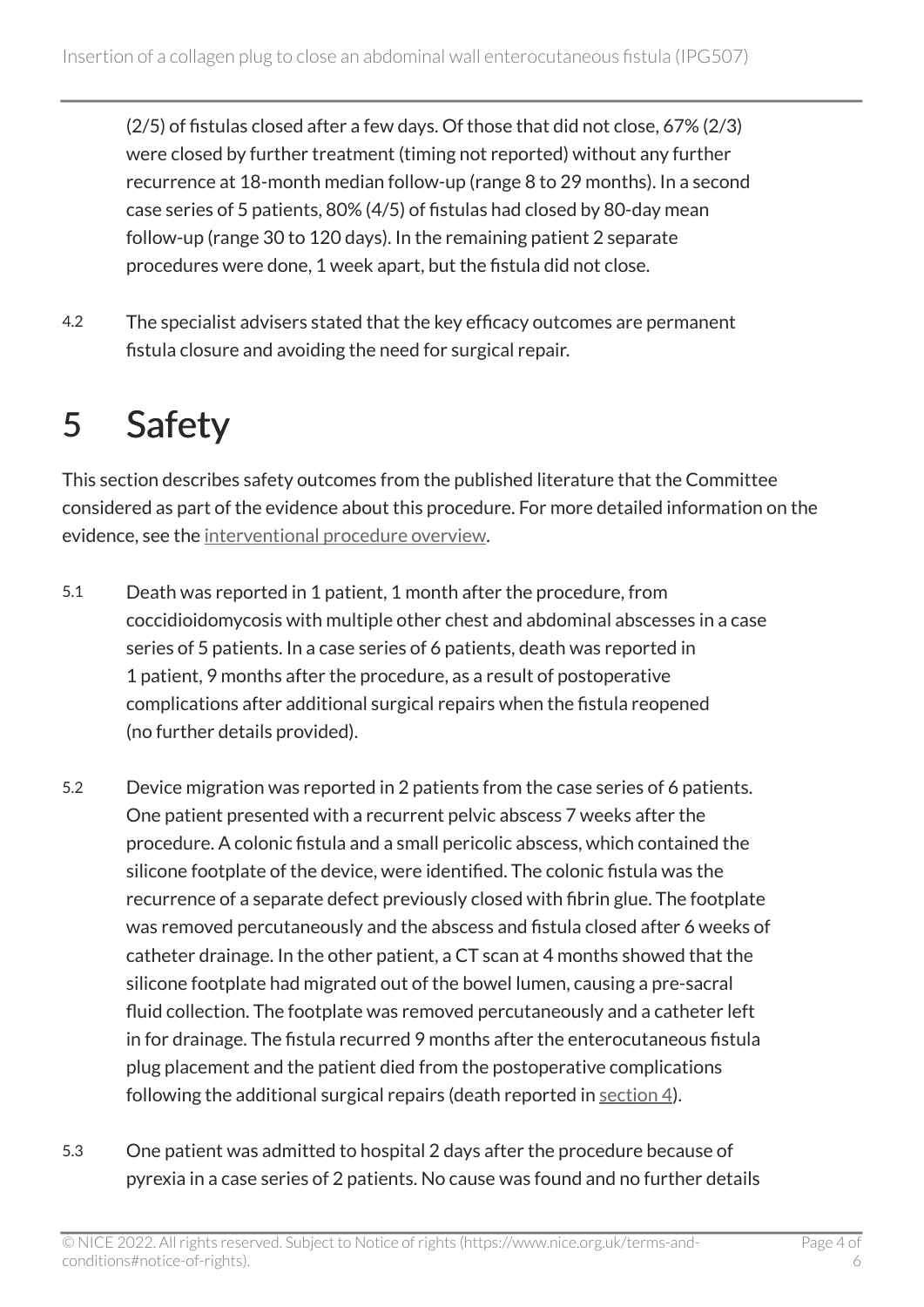(2/5) of fistulas closed after a few days. Of those that did not close, 67% (2/3) were closed by further treatment (timing not reported) without any further recurrence at 18-month median follow-up (range 8 to 29 months). In a second case series of 5 patients, 80% (4/5) of fistulas had closed by 80-day mean follow-up (range 30 to 120 days). In the remaining patient 2 separate procedures were done, 1 week apart, but the fistula did not close.

4.2 The specialist advisers stated that the key efficacy outcomes are permanent fistula closure and avoiding the need for surgical repair.

# 5 Safety

This section describes safety outcomes from the published literature that the Committee considered as part of the evidence about this procedure. For more detailed information on the evidence, see the interventional procedure overview.

5.1 Death was reported in 1 patient, 1 month after the procedure, from coccidioidomycosis with multiple other chest and abdominal abscesses in a case series of 5 patients. In a case series of 6 patients, death was reported in 1 patient, 9 months after the procedure, as a result of postoperative complications after additional surgical repairs when the fistula reopened (no further details provided).

5.2 Device migration was reported in 2 patients from the case series of 6 patients. One patient presented with a recurrent pelvic abscess 7 weeks after the procedure. A colonic fistula and a small pericolic abscess, which contained the silicone footplate of the device, were identified. The colonic fistula was the recurrence of a separate defect previously closed with fibrin glue. The footplate was removed percutaneously and the abscess and fistula closed after 6 weeks of catheter drainage. In the other patient, a CT scan at 4 months showed that the silicone footplate had migrated out of the bowel lumen, causing a pre-sacral fluid collection. The footplate was removed percutaneously and a catheter left in for drainage. The fistula recurred 9 months after the enterocutaneous fistula plug placement and the patient died from the postoperative complications following the additional surgical repairs (death reported in section 4).

5.3 One patient was admitted to hospital 2 days after the procedure because of pyrexia in a case series of 2 patients. No cause was found and no further details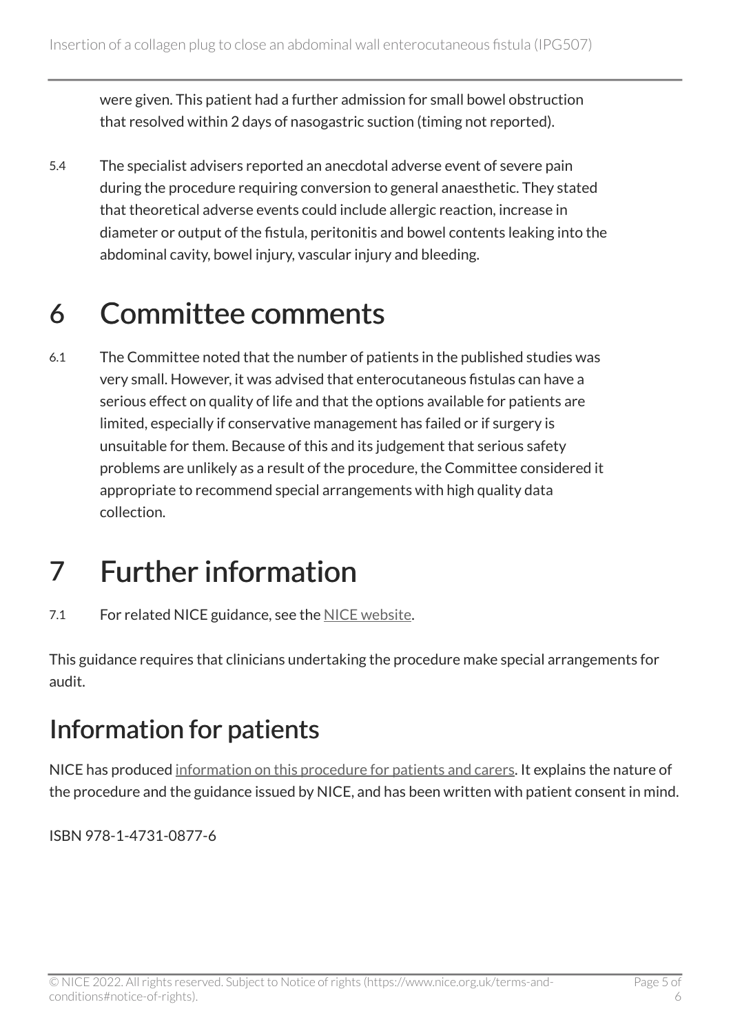were given. This patient had a further admission for small bowel obstruction that resolved within 2 days of nasogastric suction (timing not reported).

5.4 The specialist advisers reported an anecdotal adverse event of severe pain during the procedure requiring conversion to general anaesthetic. They stated that theoretical adverse events could include allergic reaction, increase in diameter or output of the fistula, peritonitis and bowel contents leaking into the abdominal cavity, bowel injury, vascular injury and bleeding.

# 6 Committee comments

6.1 The Committee noted that the number of patients in the published studies was very small. However, it was advised that enterocutaneous fistulas can have a serious effect on quality of life and that the options available for patients are limited, especially if conservative management has failed or if surgery is unsuitable for them. Because of this and its judgement that serious safety problems are unlikely as a result of the procedure, the Committee considered it appropriate to recommend special arrangements with high quality data collection.

# 7 Further information

7.1 For related NICE guidance, see the NICE website.

This guidance requires that clinicians undertaking the procedure make special arrangements for audit.

## Information for patients

NICE has produced information on this procedure for patients and carers. It explains the nature of the procedure and the guidance issued by NICE, and has been written with patient consent in mind.

ISBN 978-1-4731-0877-6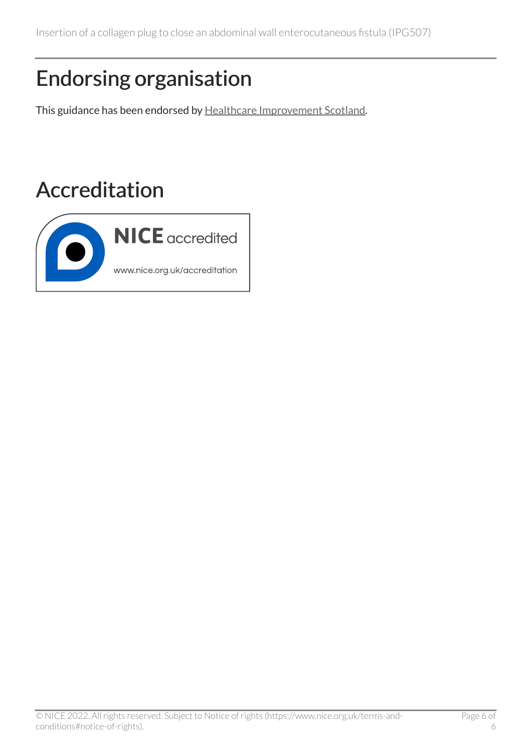# Endorsing organisation

This guidance has been endorsed by Healthcare Improvement Scotland.

# Accreditation

NICE accredited

www.nice.org.uk/accreditation